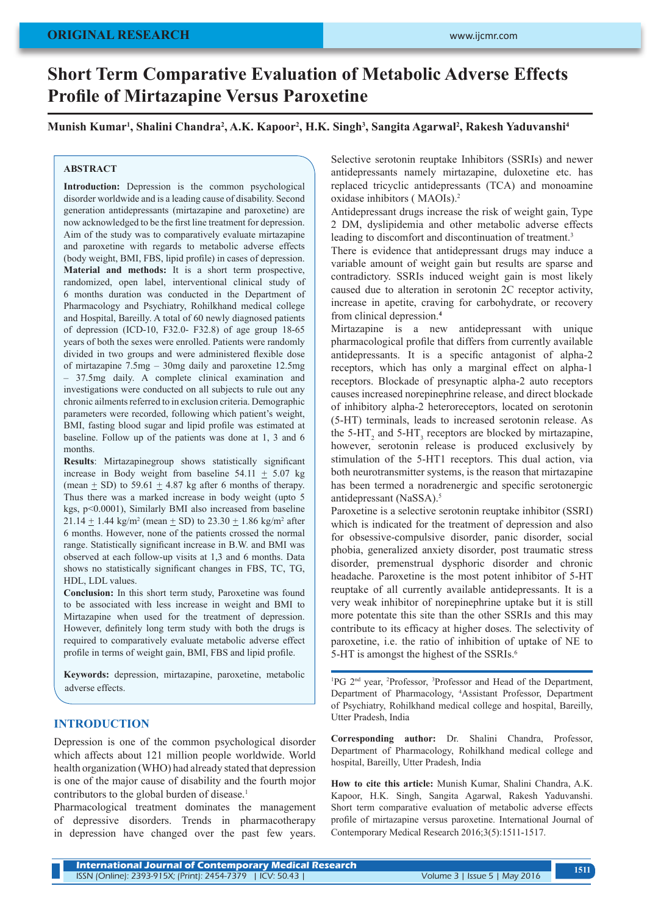# Short Term Comparative Evaluation of Metabolic Adverse Effects Profile of Mirtazapine Versus Paroxetine

**Munish Kumar[1], Shalini Chandra[2], A.K. Kapoor[2], H.K. Singh[3], Sangita Agarwal[2], Rakesh Yaduvanshi[4]**

## ABSTRACT

**Introduction:** Depression is the common psychological disorder worldwide and is a leading cause of disability. Second generation antidepressants (mirtazapine and paroxetine) are now acknowledged to be the first line treatment for depression. Aim of the study was to comparatively evaluate mirtazapine and paroxetine with regards to metabolic adverse effects (body weight, BMI, FBS, lipid profile) in cases of depression.

**Material and methods:** It is a short term prospective, randomized, open label, interventional clinical study of 6 months duration was conducted in the Department of Pharmacology and Psychiatry, Rohilkhand medical college and Hospital, Bareilly. A total of 60 newly diagnosed patients of depression (ICD-10, F32.0- F32.8) of age group 18-65 years of both the sexes were enrolled. Patients were randomly divided in two groups and were administered flexible dose of mirtazapine 7.5mg – 30mg daily and paroxetine 12.5mg – 37.5mg daily. A complete clinical examination and investigations were conducted on all subjects to rule out any chronic ailments referred to in exclusion criteria. Demographic parameters were recorded, following which patient's weight, BMI, fasting blood sugar and lipid profile was estimated at baseline. Follow up of the patients was done at 1, 3 and 6 months.

**Results**: Mirtazapinegroup shows statistically significant increase in Body weight from baseline 54.11 $\pm$ 5.07 kg (mean $\pm$ SD) to 59.61 $\pm$ 4.87 kg after 6 months of therapy. Thus there was a marked increase in body weight (upto 5 kgs, $p<0.0001$), Similarly BMI also increased from baseline 21.14 $\pm$ 1.44 kg/m$^2$ (mean $\pm$ SD) to 23.30 $\pm$ 1.86 kg/m$^2$ after 6 months. However, none of the patients crossed the normal range. Statistically significant increase in B.W. and BMI was observed at each follow-up visits at 1,3 and 6 months. Data shows no statistically significant changes in FBS, TC, TG, HDL, LDL values.

**Conclusion:** In this short term study, Paroxetine was found to be associated with less increase in weight and BMI to Mirtazapine when used for the treatment of depression. However, definitely long term study with both the drugs is required to comparatively evaluate metabolic adverse effect profile in terms of weight gain, BMI, FBS and lipid profile.

**Keywords:** depression, mirtazapine, paroxetine, metabolic adverse effects.

## INTRODUCTION

Depression is one of the common psychological disorder which affects about 121 million people worldwide. World health organization (WHO) had already stated that depression is one of the major cause of disability and the fourth mojor contributors to the global burden of disease.[1]

Pharmacological treatment dominates the management of depressive disorders. Trends in pharmacotherapy in depression have changed over the past few years. Selective serotonin reuptake Inhibitors (SSRIs) and newer antidepressants namely mirtazapine, duloxetine etc. has replaced tricyclic antidepressants (TCA) and monoamine oxidase inhibitors ( MAOIs).[2]

Antidepressant drugs increase the risk of weight gain, Type 2 DM, dyslipidemia and other metabolic adverse effects leading to discomfort and discontinuation of treatment.[3]

There is evidence that antidepressant drugs may induce a variable amount of weight gain but results are sparse and contradictory. SSRIs induced weight gain is most likely caused due to alteration in serotonin 2C receptor activity, increase in apetite, craving for carbohydrate, or recovery from clinical depression.[4]

Mirtazapine is a new antidepressant with unique pharmacological profile that differs from currently available antidepressants. It is a specific antagonist of alpha-2 receptors, which has only a marginal effect on alpha-1 receptors. Blockade of presynaptic alpha-2 auto receptors causes increased norepinephrine release, and direct blockade of inhibitory alpha-2 heteroreceptors, located on serotonin (5-HT) terminals, leads to increased serotonin release. As the 5-HT$_2$ and 5-HT$_3$ receptors are blocked by mirtazapine, however, serotonin release is produced exclusively by stimulation of the 5-HT1 receptors. This dual action, via both neurotransmitter systems, is the reason that mirtazapine has been termed a noradrenergic and specific serotonergic antidepressant (NaSSA).[5]

Paroxetine is a selective serotonin reuptake inhibitor (SSRI) which is indicated for the treatment of depression and also for obsessive-compulsive disorder, panic disorder, social phobia, generalized anxiety disorder, post traumatic stress disorder, premenstrual dysphoric disorder and chronic headache. Paroxetine is the most potent inhibitor of 5-HT reuptake of all currently available antidepressants. It is a very weak inhibitor of norepinephrine uptake but it is still more potentate this site than the other SSRIs and this may contribute to its efficacy at higher doses. The selectivity of paroxetine, i.e. the ratio of inhibition of uptake of NE to 5-HT is amongst the highest of the SSRIs.[6]

---

[1]PG 2[nd] year, [2]Professor, [3]Professor and Head of the Department, Department of Pharmacology, [4]Assistant Professor, Department of Psychiatry, Rohilkhand medical college and hospital, Bareilly, Utter Pradesh, India

**Corresponding author:** Dr. Shalini Chandra, Professor, Department of Pharmacology, Rohilkhand medical college and hospital, Bareilly, Utter Pradesh, India

**How to cite this article:** Munish Kumar, Shalini Chandra, A.K. Kapoor, H.K. Singh, Sangita Agarwal, Rakesh Yaduvanshi. Short term comparative evaluation of metabolic adverse effects profile of mirtazapine versus paroxetine. International Journal of Contemporary Medical Research 2016;3(5):1511-1517.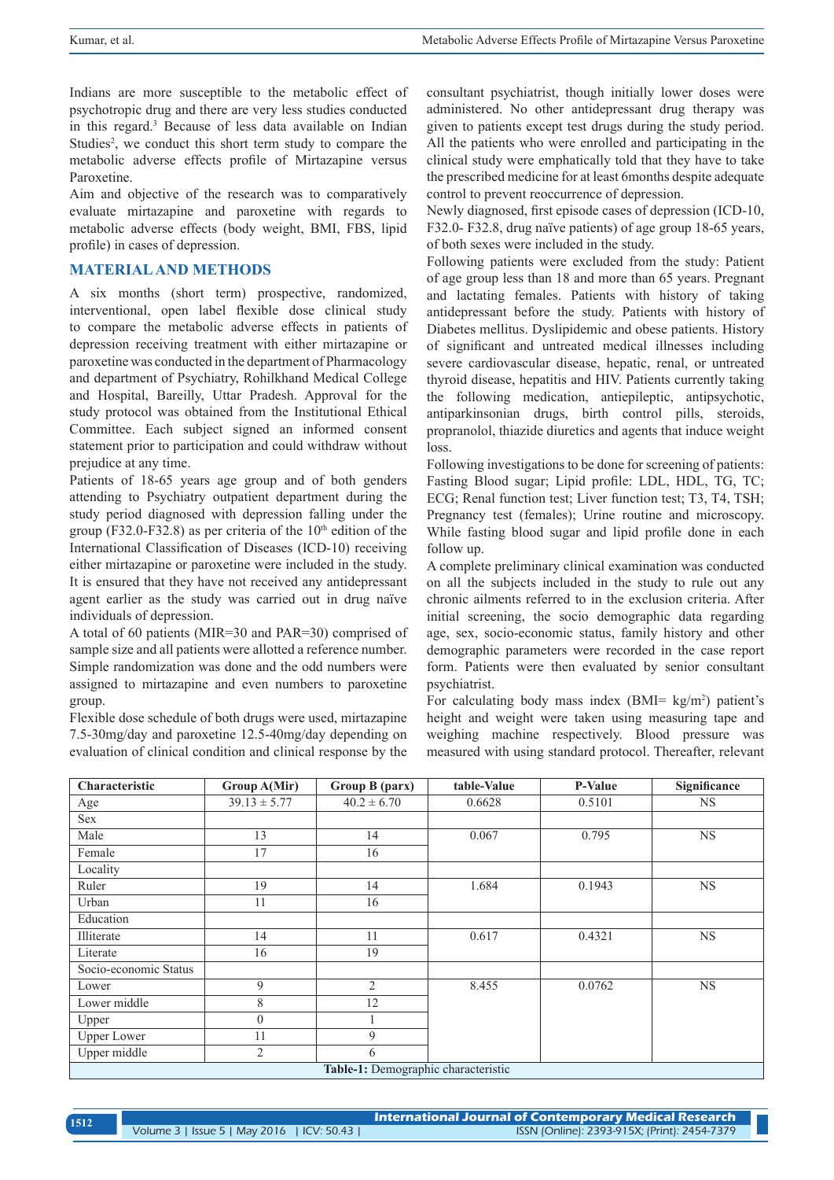Indians are more susceptible to the metabolic effect of psychotropic drug and there are very less studies conducted in this regard.[3] Because of less data available on Indian Studies[2], we conduct this short term study to compare the metabolic adverse effects profile of Mirtazapine versus Paroxetine.

Aim and objective of the research was to comparatively evaluate mirtazapine and paroxetine with regards to metabolic adverse effects (body weight, BMI, FBS, lipid profile) in cases of depression.

## MATERIAL AND METHODS

A six months (short term) prospective, randomized, interventional, open label flexible dose clinical study to compare the metabolic adverse effects in patients of depression receiving treatment with either mirtazapine or paroxetine was conducted in the department of Pharmacology and department of Psychiatry, Rohilkhand Medical College and Hospital, Bareilly, Uttar Pradesh. Approval for the study protocol was obtained from the Institutional Ethical Committee. Each subject signed an informed consent statement prior to participation and could withdraw without prejudice at any time.

Patients of 18-65 years age group and of both genders attending to Psychiatry outpatient department during the study period diagnosed with depression falling under the group (F32.0-F32.8) as per criteria of the 10th edition of the International Classification of Diseases (ICD-10) receiving either mirtazapine or paroxetine were included in the study. It is ensured that they have not received any antidepressant agent earlier as the study was carried out in drug naïve individuals of depression.

A total of 60 patients (MIR=30 and PAR=30) comprised of sample size and all patients were allotted a reference number. Simple randomization was done and the odd numbers were assigned to mirtazapine and even numbers to paroxetine group.

Flexible dose schedule of both drugs were used, mirtazapine 7.5-30mg/day and paroxetine 12.5-40mg/day depending on evaluation of clinical condition and clinical response by the consultant psychiatrist, though initially lower doses were administered. No other antidepressant drug therapy was given to patients except test drugs during the study period. All the patients who were enrolled and participating in the clinical study were emphatically told that they have to take the prescribed medicine for at least 6months despite adequate control to prevent reoccurrence of depression.

Newly diagnosed, first episode cases of depression (ICD-10, F32.0- F32.8, drug naïve patients) of age group 18-65 years, of both sexes were included in the study.

Following patients were excluded from the study: Patient of age group less than 18 and more than 65 years. Pregnant and lactating females. Patients with history of taking antidepressant before the study. Patients with history of Diabetes mellitus. Dyslipidemic and obese patients. History of significant and untreated medical illnesses including severe cardiovascular disease, hepatic, renal, or untreated thyroid disease, hepatitis and HIV. Patients currently taking the following medication, antiepileptic, antipsychotic, antiparkinsonian drugs, birth control pills, steroids, propranolol, thiazide diuretics and agents that induce weight loss.

Following investigations to be done for screening of patients: Fasting Blood sugar; Lipid profile: LDL, HDL, TG, TC; ECG; Renal function test; Liver function test; T3, T4, TSH; Pregnancy test (females); Urine routine and microscopy. While fasting blood sugar and lipid profile done in each follow up.

A complete preliminary clinical examination was conducted on all the subjects included in the study to rule out any chronic ailments referred to in the exclusion criteria. After initial screening, the socio demographic data regarding age, sex, socio-economic status, family history and other demographic parameters were recorded in the case report form. Patients were then evaluated by senior consultant psychiatrist.

For calculating body mass index (BMI= kg/m$^2$) patient's height and weight were taken using measuring tape and weighing machine respectively. Blood pressure was measured with using standard protocol. Thereafter, relevant

| Characteristic | Group A(Mir) | Group B (parx) | table-Value | P-Value | Significance |
|---|---|---|---|---|---|
| Age | 39.13 ± 5.77 | 40.2 ± 6.70 | 0.6628 | 0.5101 | NS |
| Sex | | | | | |
| Male | 13 | 14 | 0.067 | 0.795 | NS |
| Female | 17 | 16 | | | |
| Locality | | | | | |
| Ruler | 19 | 14 | 1.684 | 0.1943 | NS |
| Urban | 11 | 16 | | | |
| Education | | | | | |
| Illiterate | 14 | 11 | 0.617 | 0.4321 | NS |
| Literate | 16 | 19 | | | |
| Socio-economic Status | | | | | |
| Lower | 9 | 2 | 8.455 | 0.0762 | NS |
| Lower middle | 8 | 12 | | | |
| Upper | 0 | 1 | | | |
| Upper Lower | 11 | 9 | | | |
| Upper middle | 2 | 6 | | | |

**Table-1:** Demographic characteristic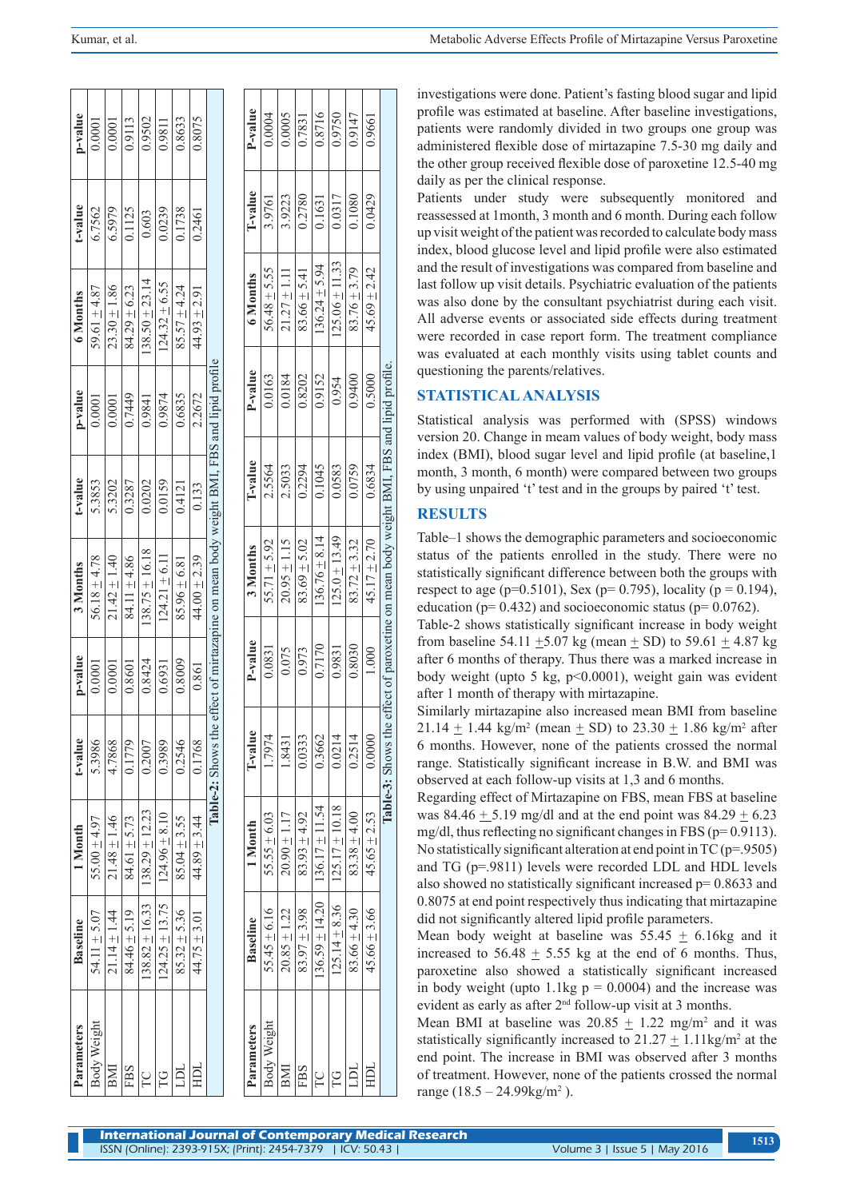| Parameters | Baseline | 1 Month | t-value | p-value | 3 Months | t-value | p-value | 6 Months | t-value | p-value |
|---|---|---|---|---|---|---|---|---|---|---|
| Body Weight | 54.11 ± 5.07 | 55.00 ± 4.97 | 5.3986 | 0.0001 | 56.18 ± 4.78 | 5.3853 | 0.0001 | 59.61 ± 4.87 | 6.7562 | 0.0001 |
| BMI | 21.14 ± 1.44 | 21.48 ± 1.46 | 4.7868 | 0.0001 | 21.42 ± 1.40 | 5.3202 | 0.0001 | 23.30 ± 1.86 | 6.5979 | 0.0001 |
| FBS | 84.46 ± 5.19 | 84.61 ± 5.73 | 0.1779 | 0.8601 | 84.11 ± 4.86 | 0.3287 | 0.7449 | 84.29 ± 6.23 | 0.1125 | 0.9113 |
| TC | 138.82 ± 16.33 | 138.29 ± 12.23 | 0.2007 | 0.8424 | 138.75 ± 16.18 | 0.0202 | 0.9841 | 138.50 ± 23.14 | 0.603 | 0.9502 |
| TG | 124.25 ± 13.75 | 124.96 ± 8.10 | 0.3989 | 0.6931 | 124.21 ± 6.11 | 0.0159 | 0.9874 | 124.32 ± 6.55 | 0.0239 | 0.9811 |
| LDL | 85.32 ± 5.36 | 85.04 ± 3.55 | 0.2546 | 0.8009 | 85.96 ± 6.81 | 0.4121 | 0.6835 | 85.57 ± 4.24 | 0.1738 | 0.8633 |
| HDL | 44.75 ± 3.01 | 44.89 ± 3.44 | 0.1768 | 0.861 | 44.00 ± 2.39 | 0.133 | 2.2672 | 44.93 ± 2.91 | 0.2461 | 0.8075 |

**Table-2:** Shows the effect of mirtazapine on mean body weight BMI, FBS and lipid profile

| Parameters | Baseline | 1 Month | T-value | P-value | 3 Months | T-value | P-value | 6 Months | T-value | P-value |
|---|---|---|---|---|---|---|---|---|---|---|
| Body Weight | 55.45 ± 6.16 | 55.55 ± 6.03 | 1.7974 | 0.0831 | 55.71 ± 5.92 | 2.5564 | 0.0163 | 56.48 ± 5.55 | 3.9761 | 0.0004 |
| BMI | 20.85 ± 1.22 | 20.90 ± 1.17 | 1.8431 | 0.075 | 20.95 ± 1.15 | 2.5033 | 0.0184 | 21.27 ± 1.11 | 3.9223 | 0.0005 |
| FBS | 83.97 ± 3.98 | 83.93 ± 4.92 | 0.0333 | 0.973 | 83.69 ± 5.02 | 0.2294 | 0.8202 | 83.66 ± 5.41 | 0.2780 | 0.7831 |
| TC | 136.59 ± 14.20 | 136.17 ± 11.54 | 0.3662 | 0.7170 | 136.76 ± 8.14 | 0.1045 | 0.9152 | 136.24 ± 5.94 | 0.1631 | 0.8716 |
| TG | 125.14 ± 8.36 | 125.17 ± 10.18 | 0.0214 | 0.9831 | 125.0 ± 13.49 | 0.0583 | 0.954 | 125.06 ± 11.33 | 0.0317 | 0.9750 |
| LDL | 83.66 ± 4.30 | 83.38 ± 4.00 | 0.2514 | 0.8030 | 83.72 ± 3.32 | 0.0759 | 0.9400 | 83.76 ± 3.79 | 0.1080 | 0.9147 |
| HDL | 45.66 ± 3.66 | 45.65 ± 2.53 | 0.0000 | 1.000 | 45.17 ± 2.70 | 0.6834 | 0.5000 | 45.69 ± 2.42 | 0.0429 | 0.9661 |

**Table-3:** Shows the effect of paroxetine on mean body weight BMI, FBS and lipid profile.

investigations were done. Patient's fasting blood sugar and lipid profile was estimated at baseline. After baseline investigations, patients were randomly divided in two groups one group was administered flexible dose of mirtazapine 7.5-30 mg daily and the other group received flexible dose of paroxetine 12.5-40 mg daily as per the clinical response.

Patients under study were subsequently monitored and reassessed at 1month, 3 month and 6 month. During each follow up visit weight of the patient was recorded to calculate body mass index, blood glucose level and lipid profile were also estimated and the result of investigations was compared from baseline and last follow up visit details. Psychiatric evaluation of the patients was also done by the consultant psychiatrist during each visit. All adverse events or associated side effects during treatment were recorded in case report form. The treatment compliance was evaluated at each monthly visits using tablet counts and questioning the parents/relatives.

## STATISTICAL ANALYSIS

Statistical analysis was performed with (SPSS) windows version 20. Change in meam values of body weight, body mass index (BMI), blood sugar level and lipid profile (at baseline,1 month, 3 month, 6 month) were compared between two groups by using unpaired 't' test and in the groups by paired 't' test.

## RESULTS

Table–1 shows the demographic parameters and socioeconomic status of the patients enrolled in the study. There were no statistically significant difference between both the groups with respect to age (p=0.5101), Sex (p= 0.795), locality (p = 0.194), education (p= 0.432) and socioeconomic status (p= 0.0762).

Table-2 shows statistically significant increase in body weight from baseline 54.11 ±5.07 kg (mean ± SD) to 59.61 ± 4.87 kg after 6 months of therapy. Thus there was a marked increase in body weight (upto 5 kg, p<0.0001), weight gain was evident after 1 month of therapy with mirtazapine.

Similarly mirtazapine also increased mean BMI from baseline 21.14 ± 1.44 kg/m$^2$ (mean ± SD) to 23.30 ± 1.86 kg/m$^2$ after 6 months. However, none of the patients crossed the normal range. Statistically significant increase in B.W. and BMI was observed at each follow-up visits at 1,3 and 6 months.

Regarding effect of Mirtazapine on FBS, mean FBS at baseline was 84.46 ± 5.19 mg/dl and at the end point was 84.29 ± 6.23 mg/dl, thus reflecting no significant changes in FBS (p= 0.9113). No statistically significant alteration at end point in TC (p=.9505) and TG (p=.9811) levels were recorded LDL and HDL levels also showed no statistically significant increased p= 0.8633 and 0.8075 at end point respectively thus indicating that mirtazapine did not significantly altered lipid profile parameters.

Mean body weight at baseline was 55.45 ± 6.16kg and it increased to 56.48 ± 5.55 kg at the end of 6 months. Thus, paroxetine also showed a statistically significant increased in body weight (upto 1.1kg p = 0.0004) and the increase was evident as early as after 2$^{nd}$ follow-up visit at 3 months.

Mean BMI at baseline was 20.85 ± 1.22 mg/m$^2$ and it was statistically significantly increased to 21.27 ± 1.11kg/m$^2$ at the end point. The increase in BMI was observed after 3 months of treatment. However, none of the patients crossed the normal range (18.5 – 24.99kg/m$^2$ ).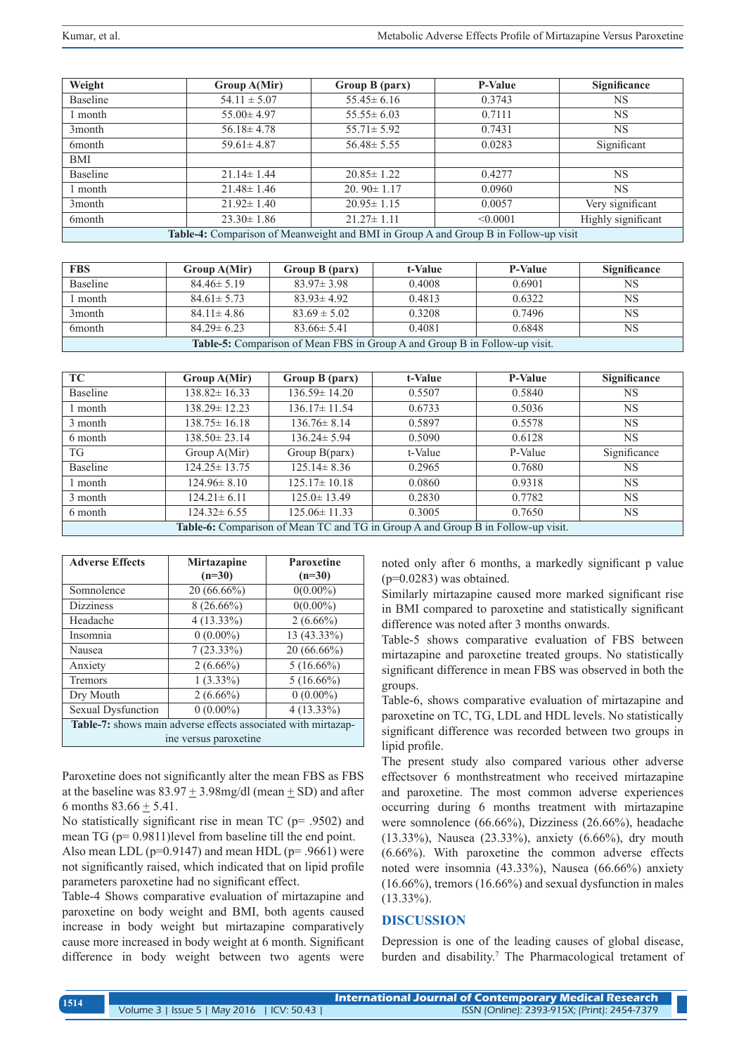| Weight | Group A(Mir) | Group B (parx) | P-Value | Significance |
|---|---|---|---|---|
| Baseline | 54.11 ± 5.07 | 55.45± 6.16 | 0.3743 | NS |
| 1 month | 55.00± 4.97 | 55.55± 6.03 | 0.7111 | NS |
| 3month | 56.18± 4.78 | 55.71± 5.92 | 0.7431 | NS |
| 6month | 59.61± 4.87 | 56.48± 5.55 | 0.0283 | Significant |
| BMI | | | | |
| Baseline | 21.14± 1.44 | 20.85± 1.22 | 0.4277 | NS |
| 1 month | 21.48± 1.46 | 20. 90± 1.17 | 0.0960 | NS |
| 3month | 21.92± 1.40 | 20.95± 1.15 | 0.0057 | Very significant |
| 6month | 23.30± 1.86 | 21.27± 1.11 | <0.0001 | Highly significant |

**Table-4:** Comparison of Meanweight and BMI in Group A and Group B in Follow-up visit

| FBS | Group A(Mir) | Group B (parx) | t-Value | P-Value | Significance |
|---|---|---|---|---|---|
| Baseline | 84.46± 5.19 | 83.97± 3.98 | 0.4008 | 0.6901 | NS |
| 1 month | 84.61± 5.73 | 83.93± 4.92 | 0.4813 | 0.6322 | NS |
| 3month | 84.11± 4.86 | 83.69 ± 5.02 | 0.3208 | 0.7496 | NS |
| 6month | 84.29± 6.23 | 83.66± 5.41 | 0.4081 | 0.6848 | NS |

**Table-5:** Comparison of Mean FBS in Group A and Group B in Follow-up visit.

| TC | Group A(Mir) | Group B (parx) | t-Value | P-Value | Significance |
|---|---|---|---|---|---|
| Baseline | 138.82± 16.33 | 136.59± 14.20 | 0.5507 | 0.5840 | NS |
| 1 month | 138.29± 12.23 | 136.17± 11.54 | 0.6733 | 0.5036 | NS |
| 3 month | 138.75± 16.18 | 136.76± 8.14 | 0.5897 | 0.5578 | NS |
| 6 month | 138.50± 23.14 | 136.24± 5.94 | 0.5090 | 0.6128 | NS |
| TG | Group A(Mir) | Group B(parx) | t-Value | P-Value | Significance |
| Baseline | 124.25± 13.75 | 125.14± 8.36 | 0.2965 | 0.7680 | NS |
| 1 month | 124.96± 8.10 | 125.17± 10.18 | 0.0860 | 0.9318 | NS |
| 3 month | 124.21± 6.11 | 125.0± 13.49 | 0.2830 | 0.7782 | NS |
| 6 month | 124.32± 6.55 | 125.06± 11.33 | 0.3005 | 0.7650 | NS |

**Table-6:** Comparison of Mean TC and TG in Group A and Group B in Follow-up visit.

| Adverse Effects | Mirtazapine (n=30) | Paroxetine (n=30) |
|---|---|---|
| Somnolence | 20 (66.66%) | 0(0.00%) |
| Dizziness | 8 (26.66%) | 0(0.00%) |
| Headache | 4 (13.33%) | 2 (6.66%) |
| Insomnia | 0 (0.00%) | 13 (43.33%) |
| Nausea | 7 (23.33%) | 20 (66.66%) |
| Anxiety | 2 (6.66%) | 5 (16.66%) |
| Tremors | 1 (3.33%) | 5 (16.66%) |
| Dry Mouth | 2 (6.66%) | 0 (0.00%) |
| Sexual Dysfunction | 0 (0.00%) | 4 (13.33%) |

**Table-7:** shows main adverse effects associated with mirtazapine versus paroxetine

Paroxetine does not significantly alter the mean FBS as FBS at the baseline was 83.97 ± 3.98mg/dl (mean ± SD) and after 6 months 83.66 ± 5.41.

No statistically significant rise in mean TC (p= .9502) and mean TG (p= 0.9811)level from baseline till the end point.

Also mean LDL (p=0.9147) and mean HDL (p= .9661) were not significantly raised, which indicated that on lipid profile parameters paroxetine had no significant effect.

Table-4 Shows comparative evaluation of mirtazapine and paroxetine on body weight and BMI, both agents caused increase in body weight but mirtazapine comparatively cause more increased in body weight at 6 month. Significant difference in body weight between two agents were noted only after 6 months, a markedly significant p value (p=0.0283) was obtained.

Similarly mirtazapine caused more marked significant rise in BMI compared to paroxetine and statistically significant difference was noted after 3 months onwards.

Table-5 shows comparative evaluation of FBS between mirtazapine and paroxetine treated groups. No statistically significant difference in mean FBS was observed in both the groups.

Table-6, shows comparative evaluation of mirtazapine and paroxetine on TC, TG, LDL and HDL levels. No statistically significant difference was recorded between two groups in lipid profile.

The present study also compared various other adverse effectsover 6 monthstreatment who received mirtazapine and paroxetine. The most common adverse experiences occurring during 6 months treatment with mirtazapine were somnolence (66.66%), Dizziness (26.66%), headache (13.33%), Nausea (23.33%), anxiety (6.66%), dry mouth (6.66%). With paroxetine the common adverse effects noted were insomnia (43.33%), Nausea (66.66%) anxiety (16.66%), tremors (16.66%) and sexual dysfunction in males (13.33%).

## DISCUSSION

Depression is one of the leading causes of global disease, burden and disability.[7] The Pharmacological tretament of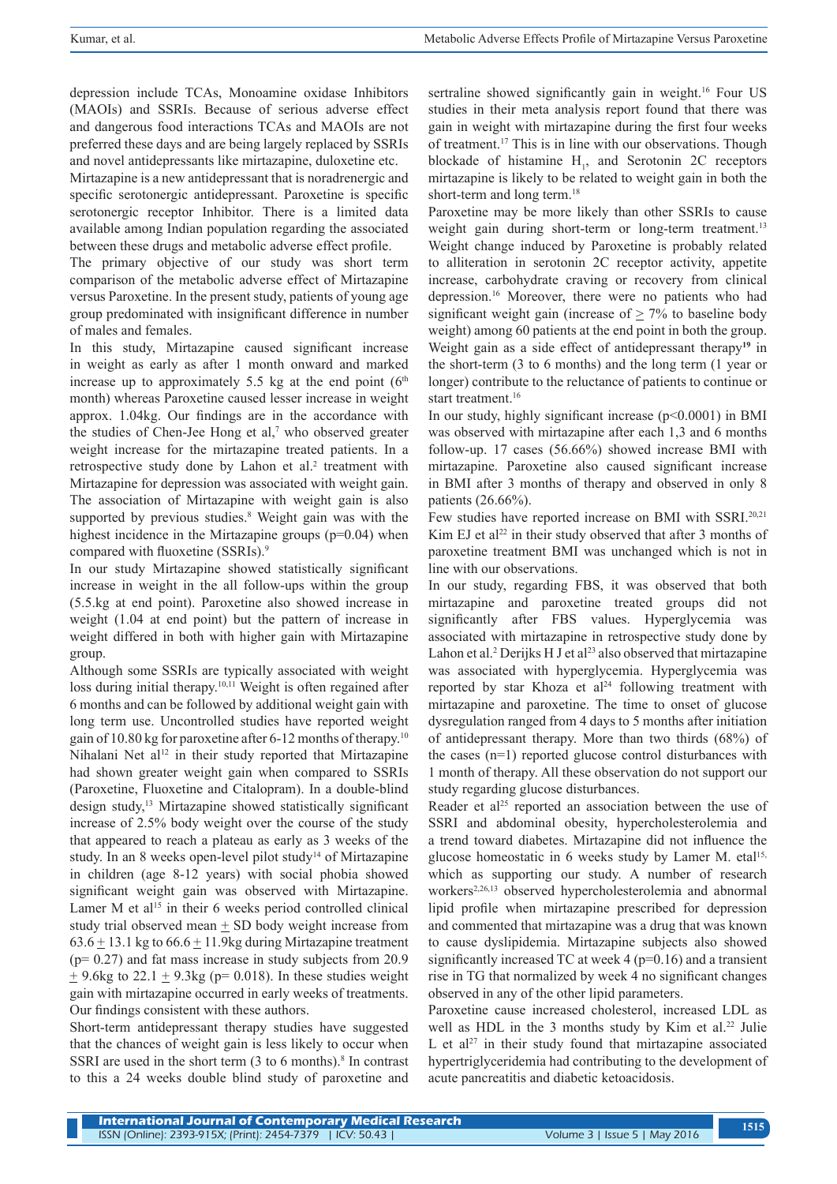depression include TCAs, Monoamine oxidase Inhibitors (MAOIs) and SSRIs. Because of serious adverse effect and dangerous food interactions TCAs and MAOIs are not preferred these days and are being largely replaced by SSRIs and novel antidepressants like mirtazapine, duloxetine etc.

Mirtazapine is a new antidepressant that is noradrenergic and specific serotonergic antidepressant. Paroxetine is specific serotonergic receptor Inhibitor. There is a limited data available among Indian population regarding the associated between these drugs and metabolic adverse effect profile.

The primary objective of our study was short term comparison of the metabolic adverse effect of Mirtazapine versus Paroxetine. In the present study, patients of young age group predominated with insignificant difference in number of males and females.

In this study, Mirtazapine caused significant increase in weight as early as after 1 month onward and marked increase up to approximately 5.5 kg at the end point (6[th] month) whereas Paroxetine caused lesser increase in weight approx. 1.04kg. Our findings are in the accordance with the studies of Chen-Jee Hong et al,[7] who observed greater weight increase for the mirtazapine treated patients. In a retrospective study done by Lahon et al.[2] treatment with Mirtazapine for depression was associated with weight gain. The association of Mirtazapine with weight gain is also supported by previous studies.[8] Weight gain was with the highest incidence in the Mirtazapine groups (p=0.04) when compared with fluoxetine (SSRIs).[9]

In our study Mirtazapine showed statistically significant increase in weight in the all follow-ups within the group (5.5.kg at end point). Paroxetine also showed increase in weight (1.04 at end point) but the pattern of increase in weight differed in both with higher gain with Mirtazapine group.

Although some SSRIs are typically associated with weight loss during initial therapy.[10,11] Weight is often regained after 6 months and can be followed by additional weight gain with long term use. Uncontrolled studies have reported weight gain of 10.80 kg for paroxetine after 6-12 months of therapy.[10] Nihalani Net al[12] in their study reported that Mirtazapine had shown greater weight gain when compared to SSRIs (Paroxetine, Fluoxetine and Citalopram). In a double-blind design study,[13] Mirtazapine showed statistically significant increase of 2.5% body weight over the course of the study that appeared to reach a plateau as early as 3 weeks of the study. In an 8 weeks open-level pilot study[14] of Mirtazapine in children (age 8-12 years) with social phobia showed significant weight gain was observed with Mirtazapine. Lamer M et al[15] in their 6 weeks period controlled clinical study trial observed mean $\pm$ SD body weight increase from 63.6 $\pm$ 13.1 kg to 66.6 $\pm$ 11.9kg during Mirtazapine treatment (p= 0.27) and fat mass increase in study subjects from 20.9 $\pm$ 9.6kg to 22.1 $\pm$ 9.3kg (p= 0.018). In these studies weight gain with mirtazapine occurred in early weeks of treatments. Our findings consistent with these authors.

Short-term antidepressant therapy studies have suggested that the chances of weight gain is less likely to occur when SSRI are used in the short term (3 to 6 months).[8] In contrast to this a 24 weeks double blind study of paroxetine and sertraline showed significantly gain in weight.[16] Four US studies in their meta analysis report found that there was gain in weight with mirtazapine during the first four weeks of treatment.[17] This is in line with our observations. Though blockade of histamine $H_1$, and Serotonin 2C receptors mirtazapine is likely to be related to weight gain in both the short-term and long term.[18]

Paroxetine may be more likely than other SSRIs to cause weight gain during short-term or long-term treatment.[13] Weight change induced by Paroxetine is probably related to alliteration in serotonin 2C receptor activity, appetite increase, carbohydrate craving or recovery from clinical depression.[16] Moreover, there were no patients who had significant weight gain (increase of $\geq$ 7% to baseline body weight) among 60 patients at the end point in both the group. Weight gain as a side effect of antidepressant therapy[19] in the short-term (3 to 6 months) and the long term (1 year or longer) contribute to the reluctance of patients to continue or start treatment.[16]

In our study, highly significant increase (p<0.0001) in BMI was observed with mirtazapine after each 1,3 and 6 months follow-up. 17 cases (56.66%) showed increase BMI with mirtazapine. Paroxetine also caused significant increase in BMI after 3 months of therapy and observed in only 8 patients (26.66%).

Few studies have reported increase on BMI with SSRI.[20,21] Kim EJ et al[22] in their study observed that after 3 months of paroxetine treatment BMI was unchanged which is not in line with our observations.

In our study, regarding FBS, it was observed that both mirtazapine and paroxetine treated groups did not significantly after FBS values. Hyperglycemia was associated with mirtazapine in retrospective study done by Lahon et al.[2] Derijks H J et al[23] also observed that mirtazapine was associated with hyperglycemia. Hyperglycemia was reported by star Khoza et al[24] following treatment with mirtazapine and paroxetine. The time to onset of glucose dysregulation ranged from 4 days to 5 months after initiation of antidepressant therapy. More than two thirds (68%) of the cases (n=1) reported glucose control disturbances with 1 month of therapy. All these observation do not support our study regarding glucose disturbances.

Reader et al[25] reported an association between the use of SSRI and abdominal obesity, hypercholesterolemia and a trend toward diabetes. Mirtazapine did not influence the glucose homeostatic in 6 weeks study by Lamer M. etal[15,] which as supporting our study. A number of research workers[2,26,13] observed hypercholesterolemia and abnormal lipid profile when mirtazapine prescribed for depression and commented that mirtazapine was a drug that was known to cause dyslipidemia. Mirtazapine subjects also showed significantly increased TC at week 4 (p=0.16) and a transient rise in TG that normalized by week 4 no significant changes observed in any of the other lipid parameters.

Paroxetine cause increased cholesterol, increased LDL as well as HDL in the 3 months study by Kim et al.[22] Julie L et al[27] in their study found that mirtazapine associated hypertriglyceridemia had contributing to the development of acute pancreatitis and diabetic ketoacidosis.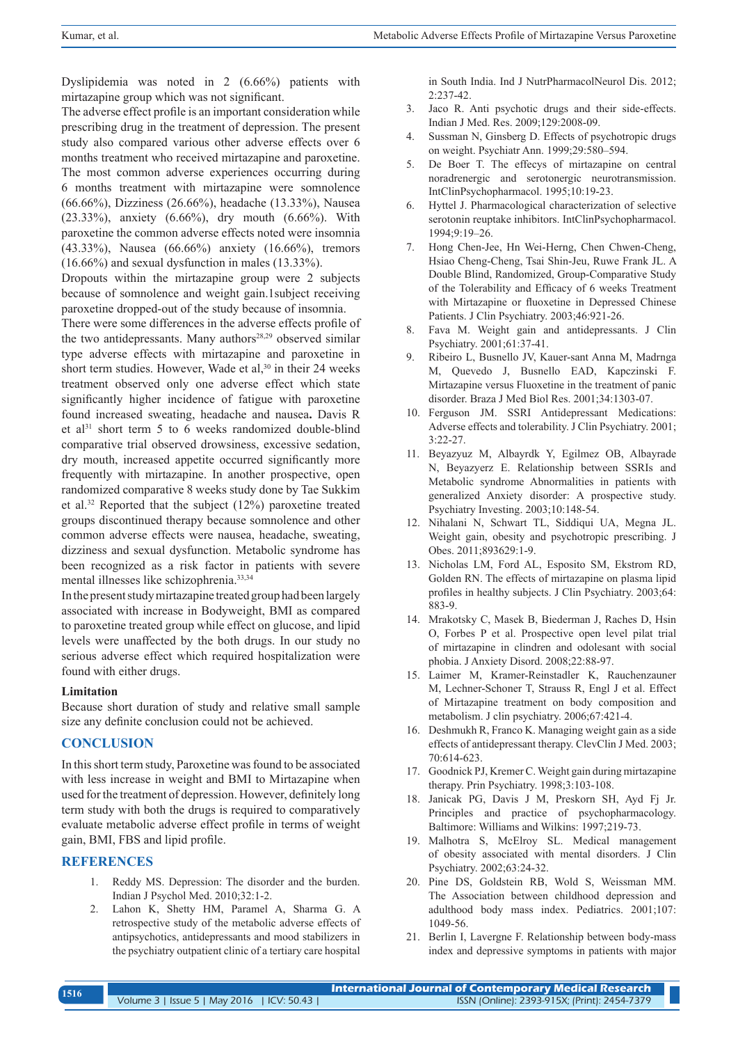Dyslipidemia was noted in 2 (6.66%) patients with mirtazapine group which was not significant.

The adverse effect profile is an important consideration while prescribing drug in the treatment of depression. The present study also compared various other adverse effects over 6 months treatment who received mirtazapine and paroxetine. The most common adverse experiences occurring during 6 months treatment with mirtazapine were somnolence (66.66%), Dizziness (26.66%), headache (13.33%), Nausea (23.33%), anxiety (6.66%), dry mouth (6.66%). With paroxetine the common adverse effects noted were insomnia (43.33%), Nausea (66.66%) anxiety (16.66%), tremors (16.66%) and sexual dysfunction in males (13.33%).

Dropouts within the mirtazapine group were 2 subjects because of somnolence and weight gain.1subject receiving paroxetine dropped-out of the study because of insomnia.

There were some differences in the adverse effects profile of the two antidepressants. Many authors[28,29] observed similar type adverse effects with mirtazapine and paroxetine in short term studies. However, Wade et al,[30] in their 24 weeks treatment observed only one adverse effect which state significantly higher incidence of fatigue with paroxetine found increased sweating, headache and nausea**.** Davis R et al[31] short term 5 to 6 weeks randomized double-blind comparative trial observed drowsiness, excessive sedation, dry mouth, increased appetite occurred significantly more frequently with mirtazapine. In another prospective, open randomized comparative 8 weeks study done by Tae Sukkim et al.[32] Reported that the subject (12%) paroxetine treated groups discontinued therapy because somnolence and other common adverse effects were nausea, headache, sweating, dizziness and sexual dysfunction. Metabolic syndrome has been recognized as a risk factor in patients with severe mental illnesses like schizophrenia.[33,34]

In the present study mirtazapine treated group had been largely associated with increase in Bodyweight, BMI as compared to paroxetine treated group while effect on glucose, and lipid levels were unaffected by the both drugs. In our study no serious adverse effect which required hospitalization were found with either drugs.

### Limitation

Because short duration of study and relative small sample size any definite conclusion could not be achieved.

## CONCLUSION

In this short term study, Paroxetine was found to be associated with less increase in weight and BMI to Mirtazapine when used for the treatment of depression. However, definitely long term study with both the drugs is required to comparatively evaluate metabolic adverse effect profile in terms of weight gain, BMI, FBS and lipid profile.

## REFERENCES

1. Reddy MS. Depression: The disorder and the burden. Indian J Psychol Med. 2010;32:1-2.
2. Lahon K, Shetty HM, Paramel A, Sharma G. A retrospective study of the metabolic adverse effects of antipsychotics, antidepressants and mood stabilizers in the psychiatry outpatient clinic of a tertiary care hospital in South India. Ind J NutrPharmacolNeurol Dis. 2012; 2:237-42.
3. Jaco R. Anti psychotic drugs and their side-effects. Indian J Med. Res. 2009;129:2008-09.
4. Sussman N, Ginsberg D. Effects of psychotropic drugs on weight. Psychiatr Ann. 1999;29:580–594.
5. De Boer T. The effecys of mirtazapine on central noradrenergic and serotonergic neurotransmission. IntClinPsychopharmacol. 1995;10:19-23.
6. Hyttel J. Pharmacological characterization of selective serotonin reuptake inhibitors. IntClinPsychopharmacol. 1994;9:19–26.
7. Hong Chen-Jee, Hn Wei-Herng, Chen Chwen-Cheng, Hsiao Cheng-Cheng, Tsai Shin-Jeu, Ruwe Frank JL. A Double Blind, Randomized, Group-Comparative Study of the Tolerability and Efficacy of 6 weeks Treatment with Mirtazapine or fluoxetine in Depressed Chinese Patients. J Clin Psychiatry. 2003;46:921-26.
8. Fava M. Weight gain and antidepressants. J Clin Psychiatry. 2001;61:37-41.
9. Ribeiro L, Busnello JV, Kauer-sant Anna M, Madrnga M, Quevedo J, Busnello EAD, Kapczinski F. Mirtazapine versus Fluoxetine in the treatment of panic disorder. Braza J Med Biol Res. 2001;34:1303-07.
10. Ferguson JM. SSRI Antidepressant Medications: Adverse effects and tolerability. J Clin Psychiatry. 2001; 3:22-27.
11. Beyazyuz M, Albayrdk Y, Egilmez OB, Albayrade N, Beyazyerz E. Relationship between SSRIs and Metabolic syndrome Abnormalities in patients with generalized Anxiety disorder: A prospective study. Psychiatry Investing. 2003;10:148-54.
12. Nihalani N, Schwart TL, Siddiqui UA, Megna JL. Weight gain, obesity and psychotropic prescribing. J Obes. 2011;893629:1-9.
13. Nicholas LM, Ford AL, Esposito SM, Ekstrom RD, Golden RN. The effects of mirtazapine on plasma lipid profiles in healthy subjects. J Clin Psychiatry. 2003;64: 883-9.
14. Mrakotsky C, Masek B, Biederman J, Raches D, Hsin O, Forbes P et al. Prospective open level pilat trial of mirtazapine in clindren and odolesant with social phobia. J Anxiety Disord. 2008;22:88-97.
15. Laimer M, Kramer-Reinstadler K, Rauchenzauner M, Lechner-Schoner T, Strauss R, Engl J et al. Effect of Mirtazapine treatment on body composition and metabolism. J clin psychiatry. 2006;67:421-4.
16. Deshmukh R, Franco K. Managing weight gain as a side effects of antidepressant therapy. ClevClin J Med. 2003; 70:614-623.
17. Goodnick PJ, Kremer C. Weight gain during mirtazapine therapy. Prin Psychiatry. 1998;3:103-108.
18. Janicak PG, Davis J M, Preskorn SH, Ayd Fj Jr. Principles and practice of psychopharmacology. Baltimore: Williams and Wilkins: 1997;219-73.
19. Malhotra S, McElroy SL. Medical management of obesity associated with mental disorders. J Clin Psychiatry. 2002;63:24-32.
20. Pine DS, Goldstein RB, Wold S, Weissman MM. The Association between childhood depression and adulthood body mass index. Pediatrics. 2001;107: 1049-56.
21. Berlin I, Lavergne F. Relationship between body-mass index and depressive symptoms in patients with major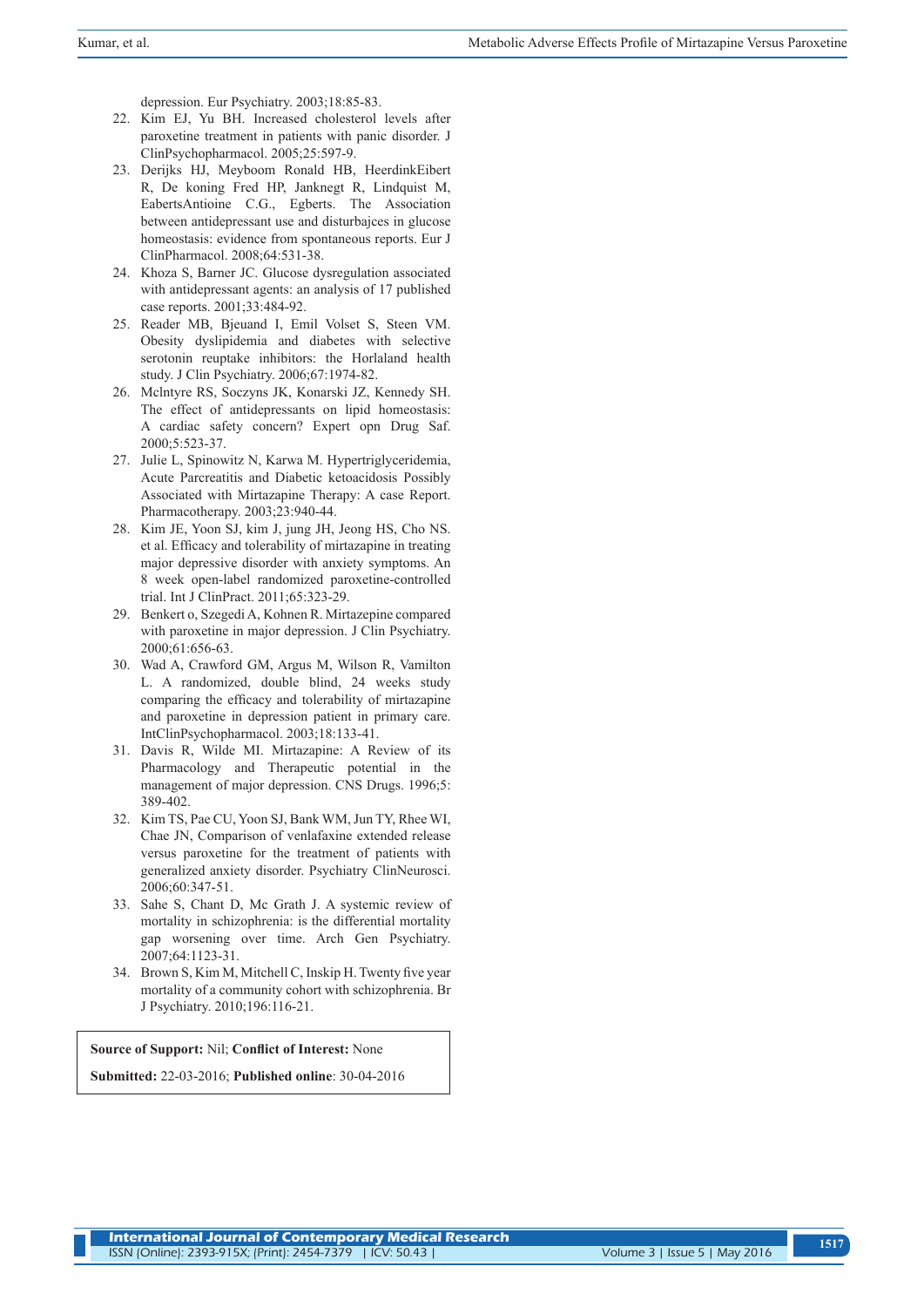depression. Eur Psychiatry. 2003;18:85-83.

22. Kim EJ, Yu BH. Increased cholesterol levels after paroxetine treatment in patients with panic disorder. J ClinPsychopharmacol. 2005;25:597-9.
23. Derijks HJ, Meyboom Ronald HB, HeerdinkEibert R, De koning Fred HP, Janknegt R, Lindquist M, EabertsAntioine C.G., Egberts. The Association between antidepressant use and disturbajces in glucose homeostasis: evidence from spontaneous reports. Eur J ClinPharmacol. 2008;64:531-38.
24. Khoza S, Barner JC. Glucose dysregulation associated with antidepressant agents: an analysis of 17 published case reports. 2001;33:484-92.
25. Reader MB, Bjeuand I, Emil Volset S, Steen VM. Obesity dyslipidemia and diabetes with selective serotonin reuptake inhibitors: the Horlaland health study. J Clin Psychiatry. 2006;67:1974-82.
26. Mclntyre RS, Soczyns JK, Konarski JZ, Kennedy SH. The effect of antidepressants on lipid homeostasis: A cardiac safety concern? Expert opn Drug Saf. 2000;5:523-37.
27. Julie L, Spinowitz N, Karwa M. Hypertriglyceridemia, Acute Parcreatitis and Diabetic ketoacidosis Possibly Associated with Mirtazapine Therapy: A case Report. Pharmacotherapy. 2003;23:940-44.
28. Kim JE, Yoon SJ, kim J, jung JH, Jeong HS, Cho NS. et al. Efficacy and tolerability of mirtazapine in treating major depressive disorder with anxiety symptoms. An 8 week open-label randomized paroxetine-controlled trial. Int J ClinPract. 2011;65:323-29.
29. Benkert o, Szegedi A, Kohnen R. Mirtazepine compared with paroxetine in major depression. J Clin Psychiatry. 2000;61:656-63.
30. Wad A, Crawford GM, Argus M, Wilson R, Vamilton L. A randomized, double blind, 24 weeks study comparing the efficacy and tolerability of mirtazapine and paroxetine in depression patient in primary care. IntClinPsychopharmacol. 2003;18:133-41.
31. Davis R, Wilde MI. Mirtazapine: A Review of its Pharmacology and Therapeutic potential in the management of major depression. CNS Drugs. 1996;5: 389-402.
32. Kim TS, Pae CU, Yoon SJ, Bank WM, Jun TY, Rhee WI, Chae JN, Comparison of venlafaxine extended release versus paroxetine for the treatment of patients with generalized anxiety disorder. Psychiatry ClinNeurosci. 2006;60:347-51.
33. Sahe S, Chant D, Mc Grath J. A systemic review of mortality in schizophrenia: is the differential mortality gap worsening over time. Arch Gen Psychiatry. 2007;64:1123-31.
34. Brown S, Kim M, Mitchell C, Inskip H. Twenty five year mortality of a community cohort with schizophrenia. Br J Psychiatry. 2010;196:116-21.

**Source of Support:** Nil; **Conflict of Interest:** None

**Submitted:** 22-03-2016; **Published online**: 30-04-2016